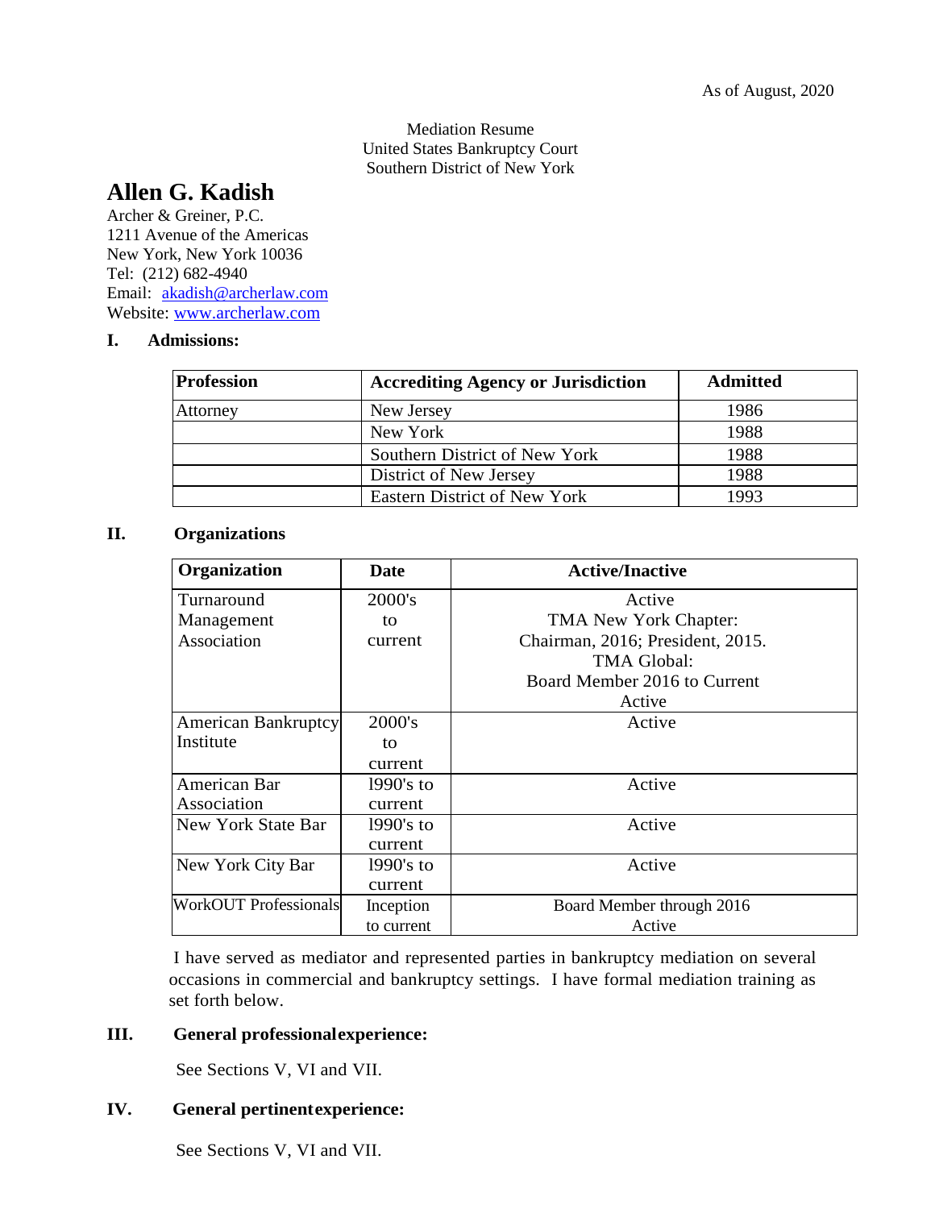As of August, 2020

Mediation Resume
United States Bankruptcy Court
Southern District of New York

# Allen G. Kadish

Archer & Greiner, P.C.
1211 Avenue of the Americas
New York, New York 10036
Tel: (212) 682-4940
Email: akadish@archerlaw.com
Website: www.archerlaw.com

## I. Admissions:

| Profession | Accrediting Agency or Jurisdiction | Admitted |
|---|---|---|
| Attorney | New Jersey | 1986 |
| | New York | 1988 |
| | Southern District of New York | 1988 |
| | District of New Jersey | 1988 |
| | Eastern District of New York | 1993 |

## II. Organizations

| Organization | Date | Active/Inactive |
|---|---|---|
| Turnaround Management Association | 2000's to current | Active TMA New York Chapter: Chairman, 2016; President, 2015. TMA Global: Board Member 2016 to Current Active |
| American Bankruptcy Institute | 2000's to current | Active |
| American Bar Association | 1990's to current | Active |
| New York State Bar | 1990's to current | Active |
| New York City Bar | 1990's to current | Active |
| WorkOUT Professionals | Inception to current | Board Member through 2016 Active |

I have served as mediator and represented parties in bankruptcy mediation on several occasions in commercial and bankruptcy settings. I have formal mediation training as set forth below.

## III. General professional experience:

See Sections V, VI and VII.

## IV. General pertinent experience:

See Sections V, VI and VII.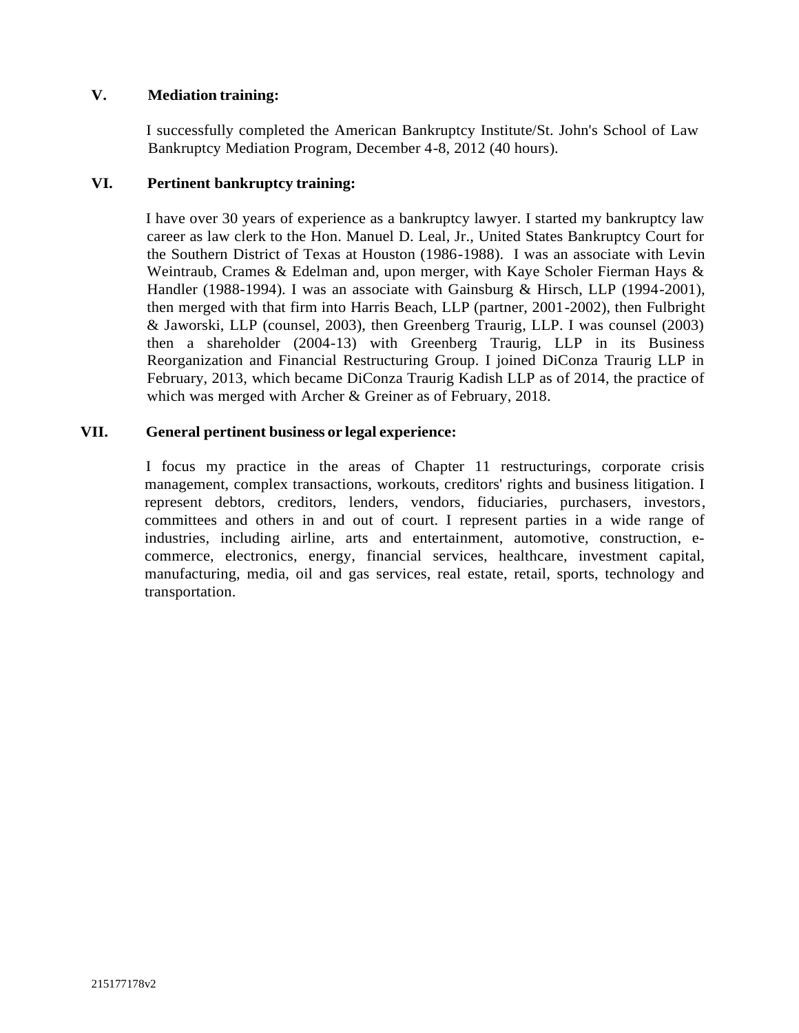## V. Mediation training:

I successfully completed the American Bankruptcy Institute/St. John's School of Law Bankruptcy Mediation Program, December 4-8, 2012 (40 hours).

## VI. Pertinent bankruptcy training:

I have over 30 years of experience as a bankruptcy lawyer. I started my bankruptcy law career as law clerk to the Hon. Manuel D. Leal, Jr., United States Bankruptcy Court for the Southern District of Texas at Houston (1986-1988). I was an associate with Levin Weintraub, Crames & Edelman and, upon merger, with Kaye Scholer Fierman Hays & Handler (1988-1994). I was an associate with Gainsburg & Hirsch, LLP (1994-2001), then merged with that firm into Harris Beach, LLP (partner, 2001-2002), then Fulbright & Jaworski, LLP (counsel, 2003), then Greenberg Traurig, LLP. I was counsel (2003) then a shareholder (2004-13) with Greenberg Traurig, LLP in its Business Reorganization and Financial Restructuring Group. I joined DiConza Traurig LLP in February, 2013, which became DiConza Traurig Kadish LLP as of 2014, the practice of which was merged with Archer & Greiner as of February, 2018.

## VII. General pertinent business or legal experience:

I focus my practice in the areas of Chapter 11 restructurings, corporate crisis management, complex transactions, workouts, creditors' rights and business litigation. I represent debtors, creditors, lenders, vendors, fiduciaries, purchasers, investors, committees and others in and out of court. I represent parties in a wide range of industries, including airline, arts and entertainment, automotive, construction, e-commerce, electronics, energy, financial services, healthcare, investment capital, manufacturing, media, oil and gas services, real estate, retail, sports, technology and transportation.

215177178v2